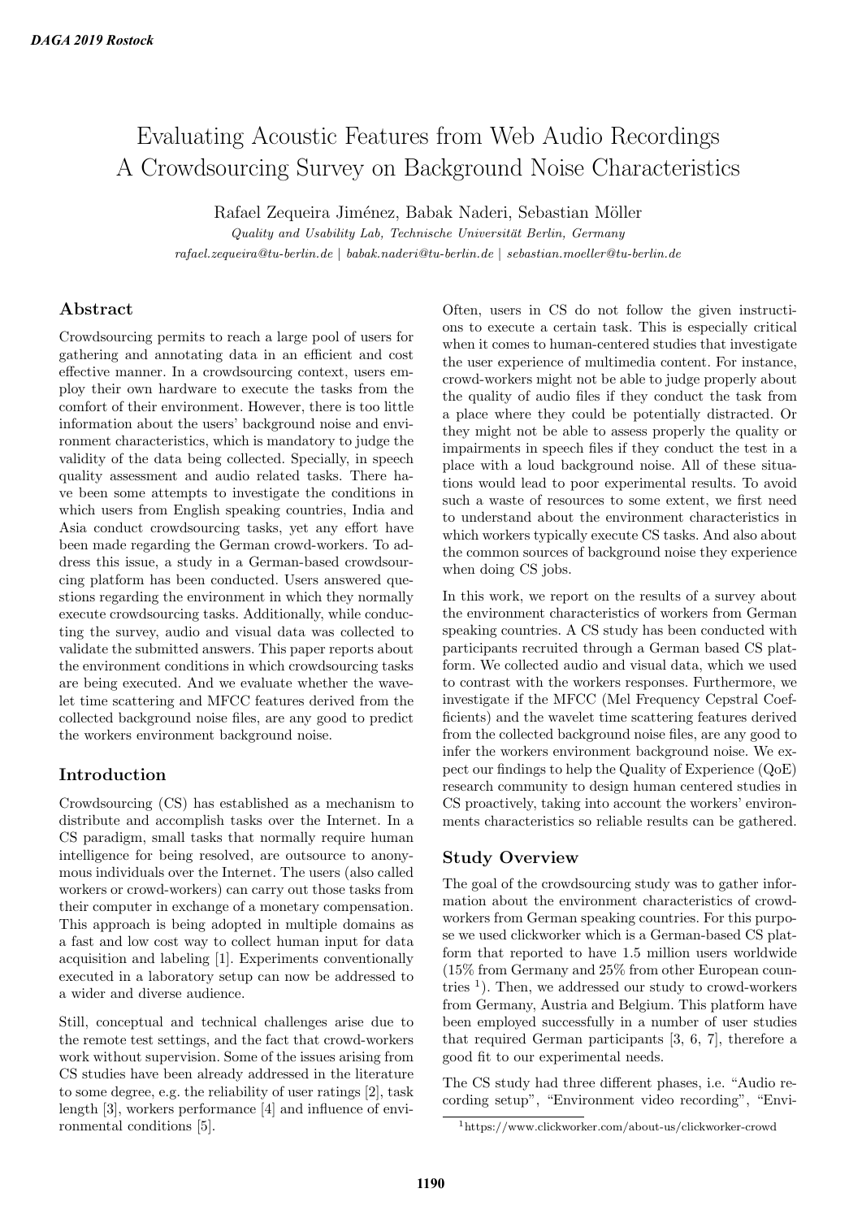# Evaluating Acoustic Features from Web Audio Recordings A Crowdsourcing Survey on Background Noise Characteristics

Rafael Zequeira Jiménez, Babak Naderi, Sebastian Möller

*Quality and Usability Lab, Technische Universität Berlin, Germany*

*rafael.zequeira@tu-berlin.de | babak.naderi@tu-berlin.de | sebastian.moeller@tu-berlin.de*

## Abstract

Crowdsourcing permits to reach a large pool of users for gathering and annotating data in an efficient and cost effective manner. In a crowdsourcing context, users employ their own hardware to execute the tasks from the comfort of their environment. However, there is too little information about the users' background noise and environment characteristics, which is mandatory to judge the validity of the data being collected. Specially, in speech quality assessment and audio related tasks. There have been some attempts to investigate the conditions in which users from English speaking countries, India and Asia conduct crowdsourcing tasks, yet any effort have been made regarding the German crowd-workers. To address this issue, a study in a German-based crowdsourcing platform has been conducted. Users answered questions regarding the environment in which they normally execute crowdsourcing tasks. Additionally, while conducting the survey, audio and visual data was collected to validate the submitted answers. This paper reports about the environment conditions in which crowdsourcing tasks are being executed. And we evaluate whether the wavelet time scattering and MFCC features derived from the collected background noise files, are any good to predict the workers environment background noise.

## Introduction

Crowdsourcing (CS) has established as a mechanism to distribute and accomplish tasks over the Internet. In a CS paradigm, small tasks that normally require human intelligence for being resolved, are outsource to anonymous individuals over the Internet. The users (also called workers or crowd-workers) can carry out those tasks from their computer in exchange of a monetary compensation. This approach is being adopted in multiple domains as a fast and low cost way to collect human input for data acquisition and labeling [1]. Experiments conventionally executed in a laboratory setup can now be addressed to a wider and diverse audience.

Still, conceptual and technical challenges arise due to the remote test settings, and the fact that crowd-workers work without supervision. Some of the issues arising from CS studies have been already addressed in the literature to some degree, e.g. the reliability of user ratings [2], task length [3], workers performance [4] and influence of environmental conditions [5].

Often, users in CS do not follow the given instructions to execute a certain task. This is especially critical when it comes to human-centered studies that investigate the user experience of multimedia content. For instance, crowd-workers might not be able to judge properly about the quality of audio files if they conduct the task from a place where they could be potentially distracted. Or they might not be able to assess properly the quality or impairments in speech files if they conduct the test in a place with a loud background noise. All of these situations would lead to poor experimental results. To avoid such a waste of resources to some extent, we first need to understand about the environment characteristics in which workers typically execute CS tasks. And also about the common sources of background noise they experience when doing CS jobs.

In this work, we report on the results of a survey about the environment characteristics of workers from German speaking countries. A CS study has been conducted with participants recruited through a German based CS platform. We collected audio and visual data, which we used to contrast with the workers responses. Furthermore, we investigate if the MFCC (Mel Frequency Cepstral Coefficients) and the wavelet time scattering features derived from the collected background noise files, are any good to infer the workers environment background noise. We expect our findings to help the Quality of Experience (QoE) research community to design human centered studies in CS proactively, taking into account the workers' environments characteristics so reliable results can be gathered.

## Study Overview

The goal of the crowdsourcing study was to gather information about the environment characteristics of crowdworkers from German speaking countries. For this purpose we used clickworker which is a German-based CS platform that reported to have 1.5 million users worldwide (15% from Germany and 25% from other European countries [1]). Then, we addressed our study to crowd-workers from Germany, Austria and Belgium. This platform have been employed successfully in a number of user studies that required German participants [3, 6, 7], therefore a good fit to our experimental needs.

The CS study had three different phases, i.e. "Audio recording setup", "Environment video recording", "Envi-

[1] https://www.clickworker.com/about-us/clickworker-crowd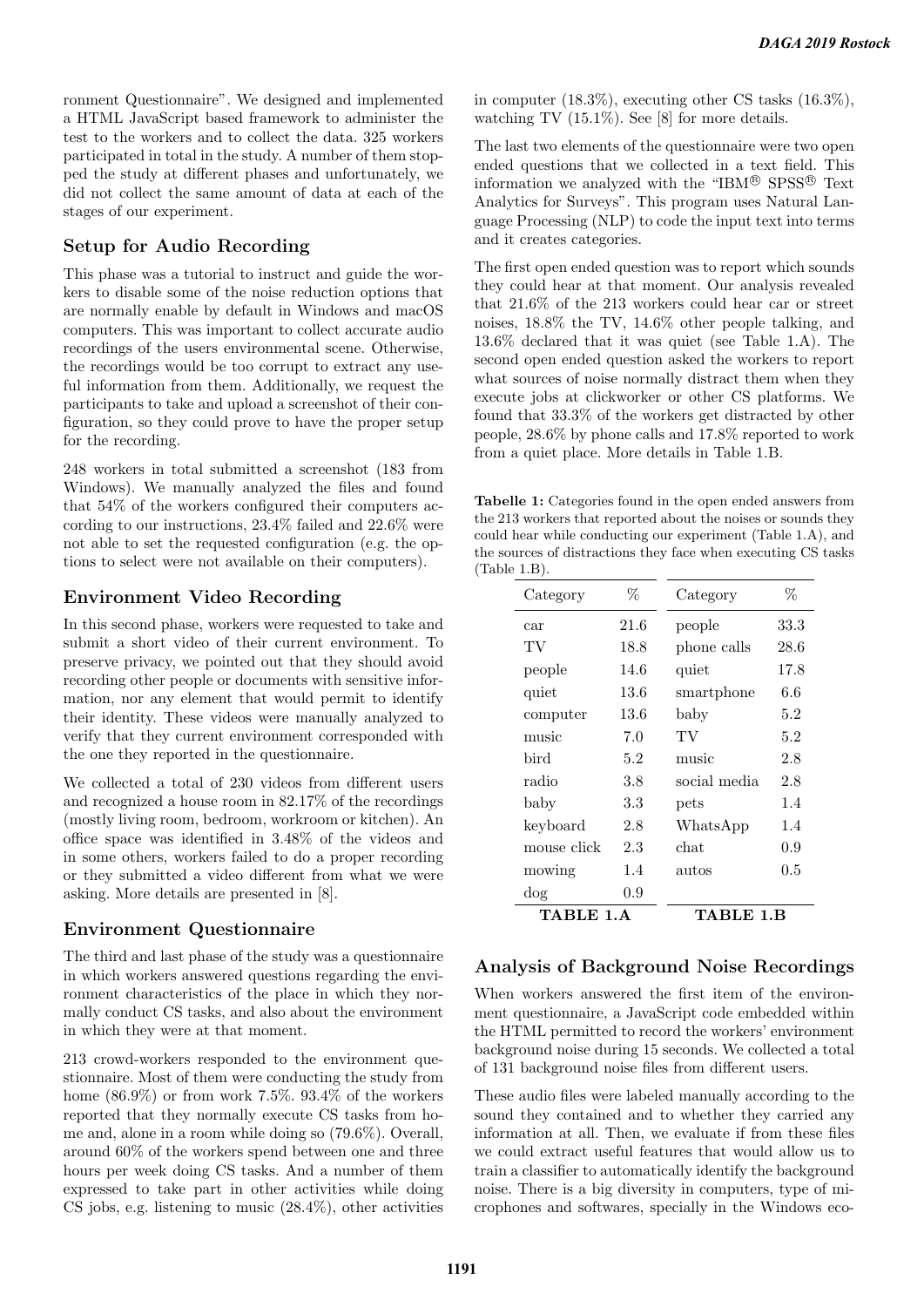ronment Questionnaire". We designed and implemented a HTML JavaScript based framework to administer the test to the workers and to collect the data. 325 workers participated in total in the study. A number of them stopped the study at different phases and unfortunately, we did not collect the same amount of data at each of the stages of our experiment.

## Setup for Audio Recording

This phase was a tutorial to instruct and guide the workers to disable some of the noise reduction options that are normally enable by default in Windows and macOS computers. This was important to collect accurate audio recordings of the users environmental scene. Otherwise, the recordings would be too corrupt to extract any useful information from them. Additionally, we request the participants to take and upload a screenshot of their configuration, so they could prove to have the proper setup for the recording.

248 workers in total submitted a screenshot (183 from Windows). We manually analyzed the files and found that 54% of the workers configured their computers according to our instructions, 23.4% failed and 22.6% were not able to set the requested configuration (e.g. the options to select were not available on their computers).

## Environment Video Recording

In this second phase, workers were requested to take and submit a short video of their current environment. To preserve privacy, we pointed out that they should avoid recording other people or documents with sensitive information, nor any element that would permit to identify their identity. These videos were manually analyzed to verify that they current environment corresponded with the one they reported in the questionnaire.

We collected a total of 230 videos from different users and recognized a house room in 82.17% of the recordings (mostly living room, bedroom, workroom or kitchen). An office space was identified in 3.48% of the videos and in some others, workers failed to do a proper recording or they submitted a video different from what we were asking. More details are presented in [8].

## Environment Questionnaire

The third and last phase of the study was a questionnaire in which workers answered questions regarding the environment characteristics of the place in which they normally conduct CS tasks, and also about the environment in which they were at that moment.

213 crowd-workers responded to the environment questionnaire. Most of them were conducting the study from home (86.9%) or from work 7.5%. 93.4% of the workers reported that they normally execute CS tasks from home and, alone in a room while doing so (79.6%). Overall, around 60% of the workers spend between one and three hours per week doing CS tasks. And a number of them expressed to take part in other activities while doing CS jobs, e.g. listening to music (28.4%), other activities in computer (18.3%), executing other CS tasks (16.3%), watching TV (15.1%). See [8] for more details.

The last two elements of the questionnaire were two open ended questions that we collected in a text field. This information we analyzed with the "IBM® SPSS® Text Analytics for Surveys". This program uses Natural Language Processing (NLP) to code the input text into terms and it creates categories.

The first open ended question was to report which sounds they could hear at that moment. Our analysis revealed that 21.6% of the 213 workers could hear car or street noises, 18.8% the TV, 14.6% other people talking, and 13.6% declared that it was quiet (see Table 1.A). The second open ended question asked the workers to report what sources of noise normally distract them when they execute jobs at clickworker or other CS platforms. We found that 33.3% of the workers get distracted by other people, 28.6% by phone calls and 17.8% reported to work from a quiet place. More details in Table 1.B.

**Tabelle 1:** Categories found in the open ended answers from the 213 workers that reported about the noises or sounds they could hear while conducting our experiment (Table 1.A), and the sources of distractions they face when executing CS tasks (Table 1.B).

| Category | % | Category | % |
|---|---|---|---|
| car | 21.6 | people | 33.3 |
| TV | 18.8 | phone calls | 28.6 |
| people | 14.6 | quiet | 17.8 |
| quiet | 13.6 | smartphone | 6.6 |
| computer | 13.6 | baby | 5.2 |
| music | 7.0 | TV | 5.2 |
| bird | 5.2 | music | 2.8 |
| radio | 3.8 | social media | 2.8 |
| baby | 3.3 | pets | 1.4 |
| keyboard | 2.8 | WhatsApp | 1.4 |
| mouse click | 2.3 | chat | 0.9 |
| mowing | 1.4 | autos | 0.5 |
| dog | 0.9 | | |
| **TABLE 1.A** | | **TABLE 1.B** | |

## Analysis of Background Noise Recordings

When workers answered the first item of the environment questionnaire, a JavaScript code embedded within the HTML permitted to record the workers' environment background noise during 15 seconds. We collected a total of 131 background noise files from different users.

These audio files were labeled manually according to the sound they contained and to whether they carried any information at all. Then, we evaluate if from these files we could extract useful features that would allow us to train a classifier to automatically identify the background noise. There is a big diversity in computers, type of microphones and softwares, specially in the Windows eco-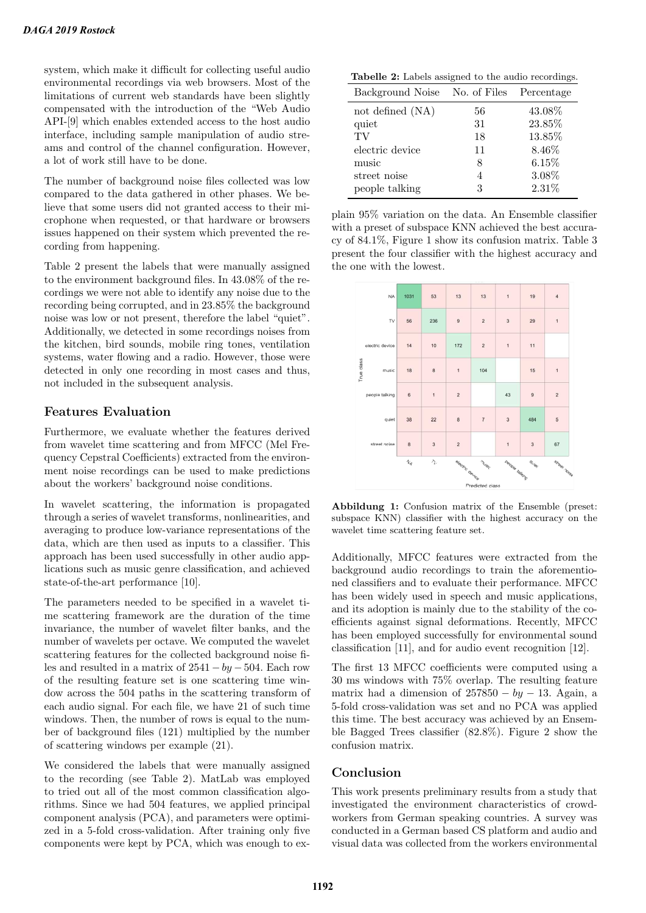system, which make it difficult for collecting useful audio environmental recordings via web browsers. Most of the limitations of current web standards have been slightly compensated with the introduction of the "Web Audio API-[9] which enables extended access to the host audio interface, including sample manipulation of audio streams and control of the channel configuration. However, a lot of work still have to be done.

The number of background noise files collected was low compared to the data gathered in other phases. We believe that some users did not granted access to their microphone when requested, or that hardware or browsers issues happened on their system which prevented the recording from happening.

Table 2 present the labels that were manually assigned to the environment background files. In 43.08% of the recordings we were not able to identify any noise due to the recording being corrupted, and in 23.85% the background noise was low or not present, therefore the label "quiet". Additionally, we detected in some recordings noises from the kitchen, bird sounds, mobile ring tones, ventilation systems, water flowing and a radio. However, those were detected in only one recording in most cases and thus, not included in the subsequent analysis.

**Tabelle 2:** Labels assigned to the audio recordings.

| Background Noise | No. of Files | Percentage |
|---|---|---|
| not defined (NA) | 56 | 43.08% |
| quiet | 31 | 23.85% |
| TV | 18 | 13.85% |
| electric device | 11 | 8.46% |
| music | 8 | 6.15% |
| street noise | 4 | 3.08% |
| people talking | 3 | 2.31% |

## Features Evaluation

Furthermore, we evaluate whether the features derived from wavelet time scattering and from MFCC (Mel Frequency Cepstral Coefficients) extracted from the environment noise recordings can be used to make predictions about the workers' background noise conditions.

In wavelet scattering, the information is propagated through a series of wavelet transforms, nonlinearities, and averaging to produce low-variance representations of the data, which are then used as inputs to a classifier. This approach has been used successfully in other audio applications such as music genre classification, and achieved state-of-the-art performance [10].

The parameters needed to be specified in a wavelet time scattering framework are the duration of the time invariance, the number of wavelet filter banks, and the number of wavelets per octave. We computed the wavelet scattering features for the collected background noise files and resulted in a matrix of $2541 - by - 504$. Each row of the resulting feature set is one scattering time window across the 504 paths in the scattering transform of each audio signal. For each file, we have 21 of such time windows. Then, the number of rows is equal to the number of background files (121) multiplied by the number of scattering windows per example (21).

We considered the labels that were manually assigned to the recording (see Table 2). MatLab was employed to tried out all of the most common classification algorithms. Since we had 504 features, we applied principal component analysis (PCA), and parameters were optimized in a 5-fold cross-validation. After training only five components were kept by PCA, which was enough to explain 95% variation on the data. An Ensemble classifier with a preset of subspace KNN achieved the best accuracy of 84.1%, Figure 1 show its confusion matrix. Table 3 present the four classifier with the highest accuracy and the one with the lowest.

| True class \ Predicted class | NA | TV | electric device | music | people talking | quiet | street noise |
|---|---|---|---|---|---|---|---|
| NA | 1031 | 53 | 13 | 13 | 1 | 19 | 4 |
| TV | 56 | 236 | 9 | 2 | 3 | 29 | 1 |
| electric device | 14 | 10 | 172 | 2 | 1 | 11 | |
| music | 18 | 8 | 1 | 104 | | 15 | 1 |
| people talking | 6 | 1 | 2 | | 43 | 9 | 2 |
| quiet | 38 | 22 | 8 | 7 | 3 | 484 | 5 |
| street noise | 8 | 3 | 2 | | 1 | 3 | 67 |

**Abbildung 1:** Confusion matrix of the Ensemble (preset: subspace KNN) classifier with the highest accuracy on the wavelet time scattering feature set.

Additionally, MFCC features were extracted from the background audio recordings to train the aforementioned classifiers and to evaluate their performance. MFCC has been widely used in speech and music applications, and its adoption is mainly due to the stability of the coefficients against signal deformations. Recently, MFCC has been employed successfully for environmental sound classification [11], and for audio event recognition [12].

The first 13 MFCC coefficients were computed using a 30 ms windows with 75% overlap. The resulting feature matrix had a dimension of $257850 - by - 13$. Again, a 5-fold cross-validation was set and no PCA was applied this time. The best accuracy was achieved by an Ensemble Bagged Trees classifier (82.8%). Figure 2 show the confusion matrix.

## Conclusion

This work presents preliminary results from a study that investigated the environment characteristics of crowdworkers from German speaking countries. A survey was conducted in a German based CS platform and audio and visual data was collected from the workers environmental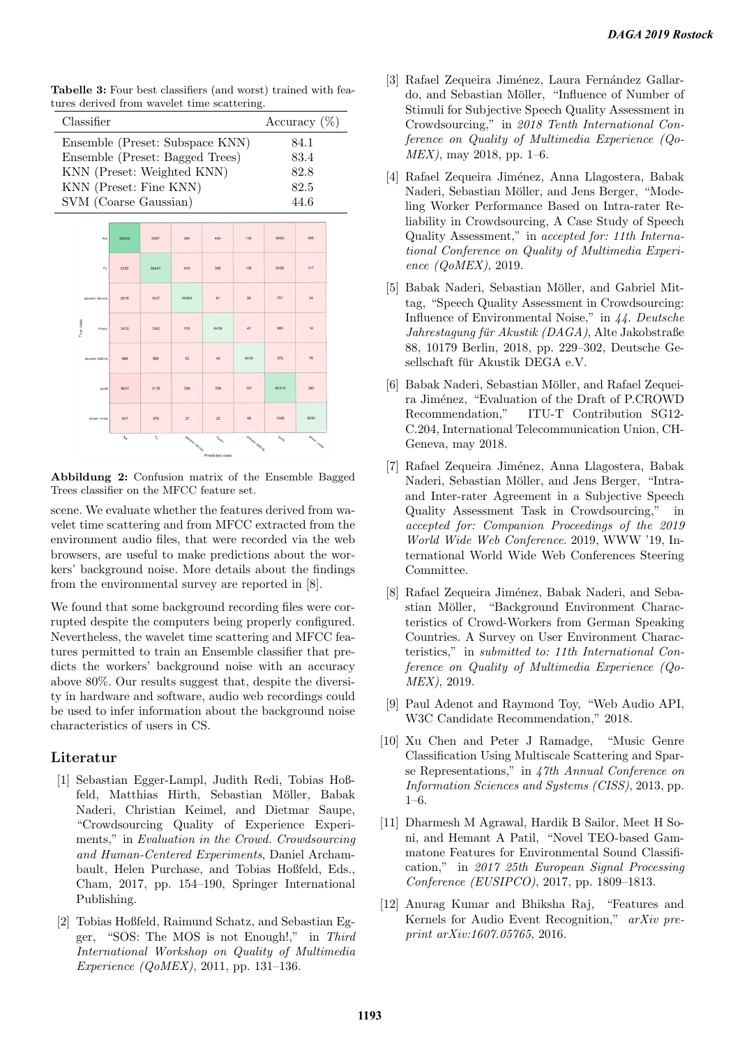**Tabelle 3:** Four best classifiers (and worst) trained with features derived from wavelet time scattering.

| Classifier | Accuracy (%) |
|---|---|
| Ensemble (Preset: Subspace KNN) | 84.1 |
| Ensemble (Preset: Bagged Trees) | 83.4 |
| KNN (Preset: Weighted KNN) | 82.8 |
| KNN (Preset: Fine KNN) | 82.5 |
| SVM (Coarse Gaussian) | 44.6 |

True class

NA: 99326 2587 345 434 130 4063 265

TV: 5767 38447 419 336 130 2426 117

electric device: 2618 1027 15953 91 26 757 24

music: 3632 1362 125 8439 47 895 14

people talking: 996 662 53 45 5418 372 76

quiet: 9031 3116 336 239 157 40318 345

street noise: 617 278 27 22 68 1085 5654

NA TV electric device music people talking quiet street noise

Predicted class

**Abbildung 2:** Confusion matrix of the Ensemble Bagged Trees classifier on the MFCC feature set.

scene. We evaluate whether the features derived from wavelet time scattering and from MFCC extracted from the environment audio files, that were recorded via the web browsers, are useful to make predictions about the workers' background noise. More details about the findings from the environmental survey are reported in [8].

We found that some background recording files were corrupted despite the computers being properly configured. Nevertheless, the wavelet time scattering and MFCC features permitted to train an Ensemble classifier that predicts the workers' background noise with an accuracy above 80%. Our results suggest that, despite the diversity in hardware and software, audio web recordings could be used to infer information about the background noise characteristics of users in CS.

## Literatur

[1] Sebastian Egger-Lampl, Judith Redi, Tobias Hoßfeld, Matthias Hirth, Sebastian Möller, Babak Naderi, Christian Keimel, and Dietmar Saupe, "Crowdsourcing Quality of Experience Experiments," in *Evaluation in the Crowd. Crowdsourcing and Human-Centered Experiments*, Daniel Archambault, Helen Purchase, and Tobias Hoßfeld, Eds., Cham, 2017, pp. 154–190, Springer International Publishing.

[2] Tobias Hoßfeld, Raimund Schatz, and Sebastian Egger, "SOS: The MOS is not Enough!," in *Third International Workshop on Quality of Multimedia Experience (QoMEX)*, 2011, pp. 131–136.

[3] Rafael Zequeira Jiménez, Laura Fernández Gallardo, and Sebastian Möller, "Influence of Number of Stimuli for Subjective Speech Quality Assessment in Crowdsourcing," in *2018 Tenth International Conference on Quality of Multimedia Experience (QoMEX)*, may 2018, pp. 1–6.

[4] Rafael Zequeira Jiménez, Anna Llagostera, Babak Naderi, Sebastian Möller, and Jens Berger, "Modeling Worker Performance Based on Intra-rater Reliability in Crowdsourcing, A Case Study of Speech Quality Assessment," in *accepted for: 11th International Conference on Quality of Multimedia Experience (QoMEX)*, 2019.

[5] Babak Naderi, Sebastian Möller, and Gabriel Mittag, "Speech Quality Assessment in Crowdsourcing: Influence of Environmental Noise," in *44. Deutsche Jahrestagung für Akustik (DAGA)*, Alte Jakobstraße 88, 10179 Berlin, 2018, pp. 229–302, Deutsche Gesellschaft für Akustik DEGA e.V.

[6] Babak Naderi, Sebastian Möller, and Rafael Zequeira Jiménez, "Evaluation of the Draft of P.CROWD Recommendation," ITU-T Contribution SG12-C.204, International Telecommunication Union, CH-Geneva, may 2018.

[7] Rafael Zequeira Jiménez, Anna Llagostera, Babak Naderi, Sebastian Möller, and Jens Berger, "Intra- and Inter-rater Agreement in a Subjective Speech Quality Assessment Task in Crowdsourcing," in *accepted for: Companion Proceedings of the 2019 World Wide Web Conference*. 2019, WWW '19, International World Wide Web Conferences Steering Committee.

[8] Rafael Zequeira Jiménez, Babak Naderi, and Sebastian Möller, "Background Environment Characteristics of Crowd-Workers from German Speaking Countries. A Survey on User Environment Characteristics," in *submitted to: 11th International Conference on Quality of Multimedia Experience (QoMEX)*, 2019.

[9] Paul Adenot and Raymond Toy, "Web Audio API, W3C Candidate Recommendation," 2018.

[10] Xu Chen and Peter J Ramadge, "Music Genre Classification Using Multiscale Scattering and Sparse Representations," in *47th Annual Conference on Information Sciences and Systems (CISS)*, 2013, pp. 1–6.

[11] Dharmesh M Agrawal, Hardik B Sailor, Meet H Soni, and Hemant A Patil, "Novel TEO-based Gammatone Features for Environmental Sound Classification," in *2017 25th European Signal Processing Conference (EUSIPCO)*, 2017, pp. 1809–1813.

[12] Anurag Kumar and Bhiksha Raj, "Features and Kernels for Audio Event Recognition," *arXiv preprint arXiv:1607.05765*, 2016.